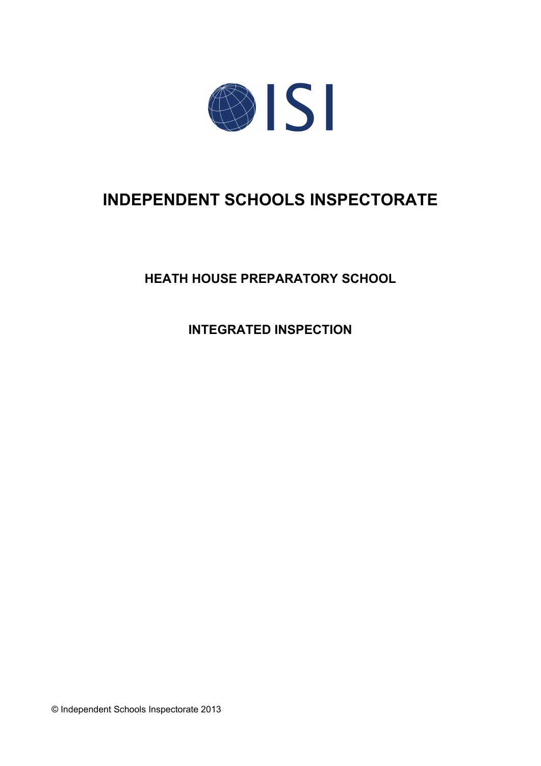ISI

# INDEPENDENT SCHOOLS INSPECTORATE

## HEATH HOUSE PREPARATORY SCHOOL

## INTEGRATED INSPECTION

© Independent Schools Inspectorate 2013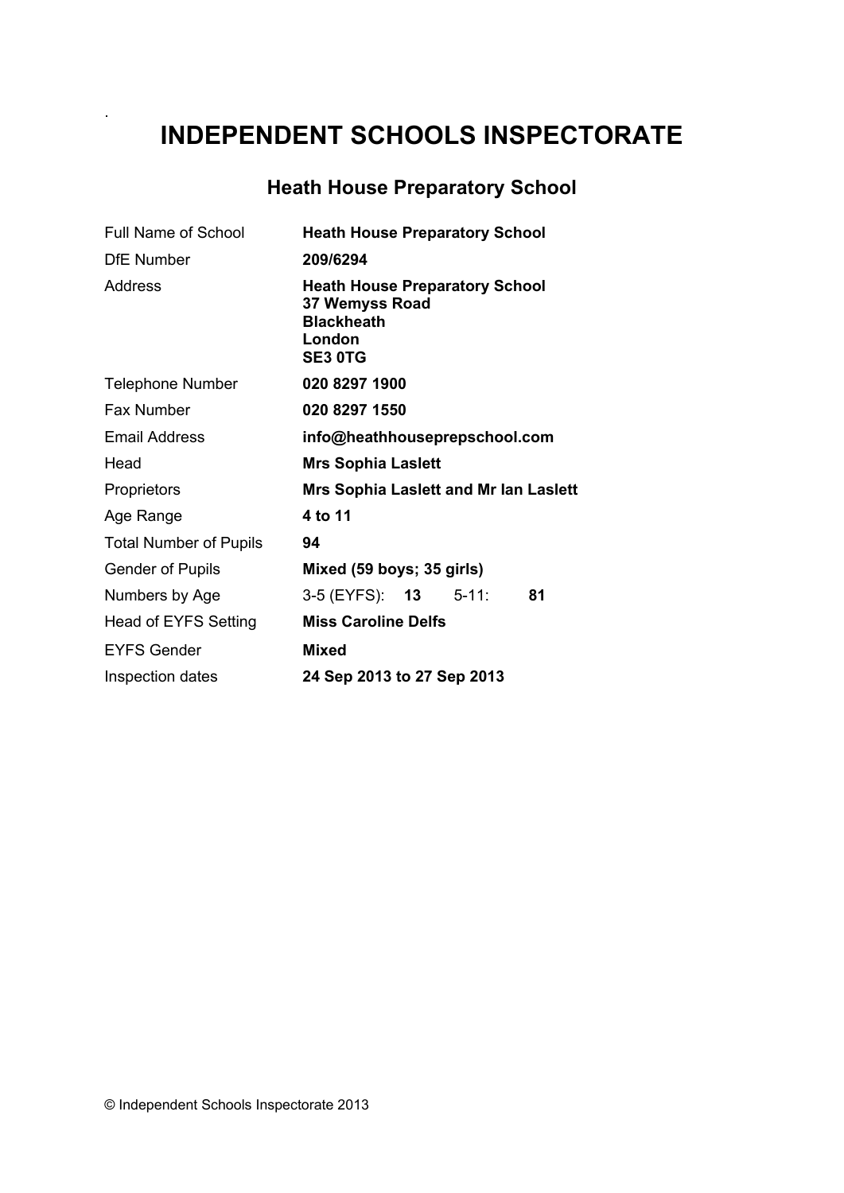# INDEPENDENT SCHOOLS INSPECTORATE

## Heath House Preparatory School

| | |
|---|---|
| Full Name of School | **Heath House Preparatory School** |
| DfE Number | **209/6294** |
| Address | **Heath House Preparatory School**<br>**37 Wemyss Road**<br>**Blackheath**<br>**London**<br>**SE3 0TG** |
| Telephone Number | **020 8297 1900** |
| Fax Number | **020 8297 1550** |
| Email Address | **info@heathhouseprepschool.com** |
| Head | **Mrs Sophia Laslett** |
| Proprietors | **Mrs Sophia Laslett and Mr Ian Laslett** |
| Age Range | **4 to 11** |
| Total Number of Pupils | **94** |
| Gender of Pupils | **Mixed (59 boys; 35 girls)** |
| Numbers by Age | 3-5 (EYFS): **13** 5-11: **81** |
| Head of EYFS Setting | **Miss Caroline Delfs** |
| EYFS Gender | **Mixed** |
| Inspection dates | **24 Sep 2013 to 27 Sep 2013** |

© Independent Schools Inspectorate 2013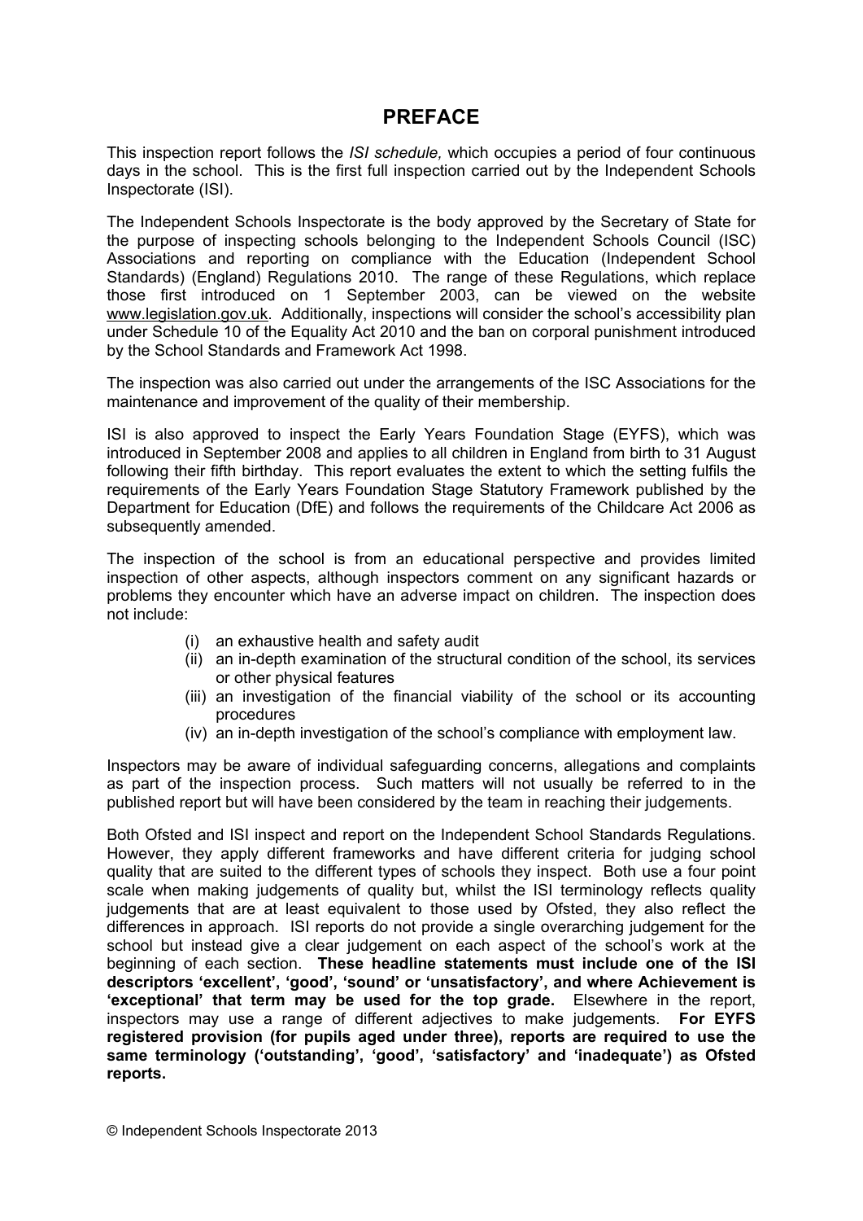# PREFACE

This inspection report follows the *ISI schedule,* which occupies a period of four continuous days in the school. This is the first full inspection carried out by the Independent Schools Inspectorate (ISI).

The Independent Schools Inspectorate is the body approved by the Secretary of State for the purpose of inspecting schools belonging to the Independent Schools Council (ISC) Associations and reporting on compliance with the Education (Independent School Standards) (England) Regulations 2010. The range of these Regulations, which replace those first introduced on 1 September 2003, can be viewed on the website www.legislation.gov.uk. Additionally, inspections will consider the school's accessibility plan under Schedule 10 of the Equality Act 2010 and the ban on corporal punishment introduced by the School Standards and Framework Act 1998.

The inspection was also carried out under the arrangements of the ISC Associations for the maintenance and improvement of the quality of their membership.

ISI is also approved to inspect the Early Years Foundation Stage (EYFS), which was introduced in September 2008 and applies to all children in England from birth to 31 August following their fifth birthday. This report evaluates the extent to which the setting fulfils the requirements of the Early Years Foundation Stage Statutory Framework published by the Department for Education (DfE) and follows the requirements of the Childcare Act 2006 as subsequently amended.

The inspection of the school is from an educational perspective and provides limited inspection of other aspects, although inspectors comment on any significant hazards or problems they encounter which have an adverse impact on children. The inspection does not include:

- (i) an exhaustive health and safety audit
- (ii) an in-depth examination of the structural condition of the school, its services or other physical features
- (iii) an investigation of the financial viability of the school or its accounting procedures
- (iv) an in-depth investigation of the school's compliance with employment law.

Inspectors may be aware of individual safeguarding concerns, allegations and complaints as part of the inspection process. Such matters will not usually be referred to in the published report but will have been considered by the team in reaching their judgements.

Both Ofsted and ISI inspect and report on the Independent School Standards Regulations. However, they apply different frameworks and have different criteria for judging school quality that are suited to the different types of schools they inspect. Both use a four point scale when making judgements of quality but, whilst the ISI terminology reflects quality judgements that are at least equivalent to those used by Ofsted, they also reflect the differences in approach. ISI reports do not provide a single overarching judgement for the school but instead give a clear judgement on each aspect of the school's work at the beginning of each section. **These headline statements must include one of the ISI descriptors 'excellent', 'good', 'sound' or 'unsatisfactory', and where Achievement is 'exceptional' that term may be used for the top grade.** Elsewhere in the report, inspectors may use a range of different adjectives to make judgements. **For EYFS registered provision (for pupils aged under three), reports are required to use the same terminology ('outstanding', 'good', 'satisfactory' and 'inadequate') as Ofsted reports.**

© Independent Schools Inspectorate 2013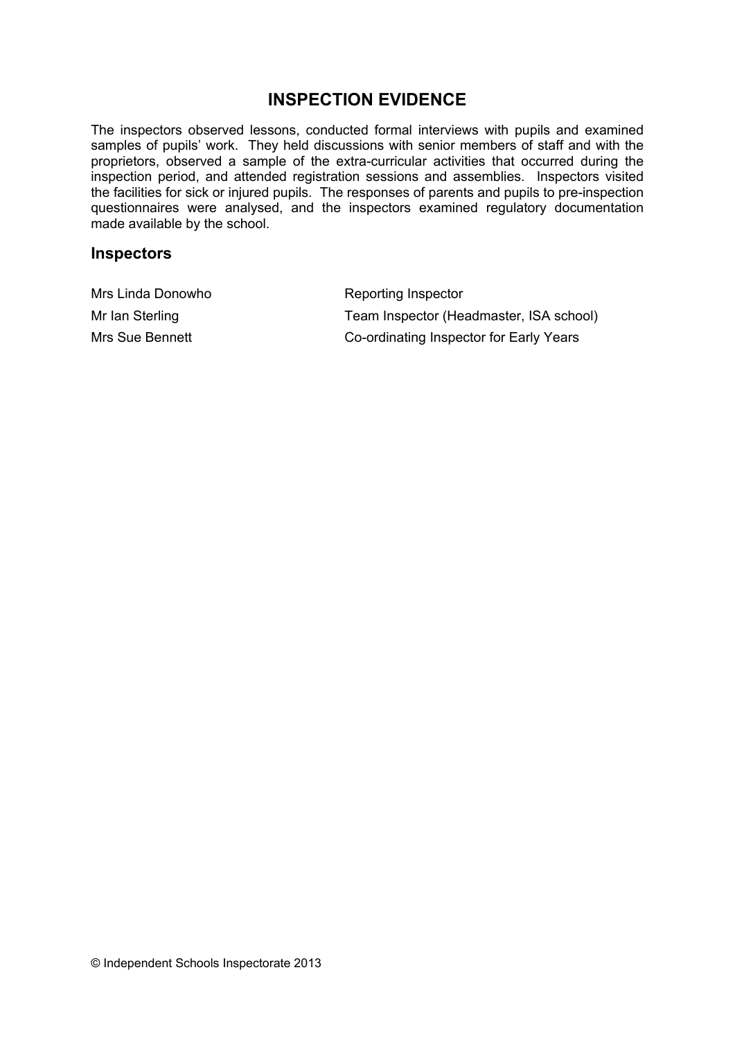# INSPECTION EVIDENCE

The inspectors observed lessons, conducted formal interviews with pupils and examined samples of pupils' work. They held discussions with senior members of staff and with the proprietors, observed a sample of the extra-curricular activities that occurred during the inspection period, and attended registration sessions and assemblies. Inspectors visited the facilities for sick or injured pupils. The responses of parents and pupils to pre-inspection questionnaires were analysed, and the inspectors examined regulatory documentation made available by the school.

## Inspectors

| | |
|---|---|
| Mrs Linda Donowho | Reporting Inspector |
| Mr Ian Sterling | Team Inspector (Headmaster, ISA school) |
| Mrs Sue Bennett | Co-ordinating Inspector for Early Years |

© Independent Schools Inspectorate 2013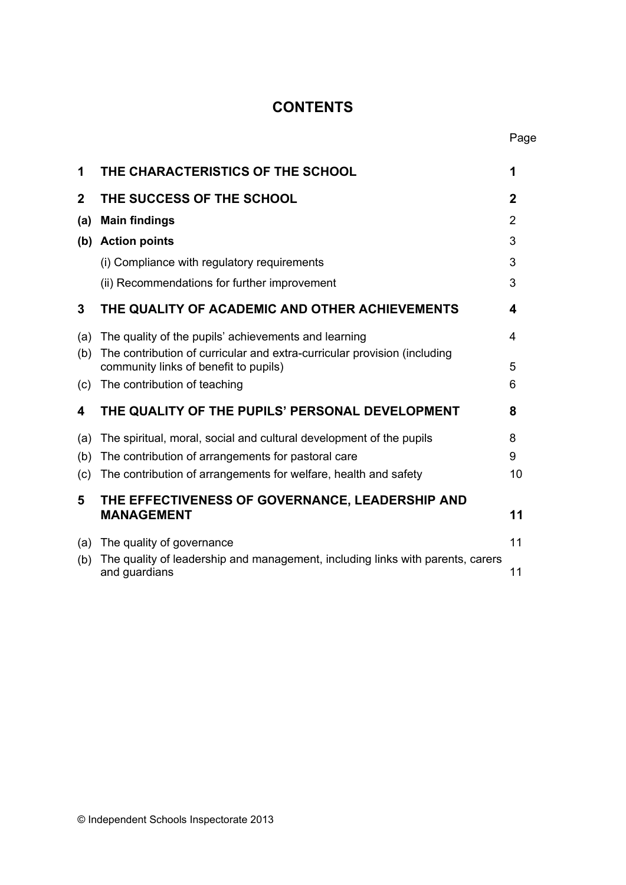# CONTENTS

| | | Page |
|---|---|---|
| **1** | **THE CHARACTERISTICS OF THE SCHOOL** | **1** |
| **2** | **THE SUCCESS OF THE SCHOOL** | **2** |
| **(a)** | **Main findings** | 2 |
| **(b)** | **Action points** | 3 |
| | (i) Compliance with regulatory requirements | 3 |
| | (ii) Recommendations for further improvement | 3 |
| **3** | **THE QUALITY OF ACADEMIC AND OTHER ACHIEVEMENTS** | **4** |
| (a) | The quality of the pupils' achievements and learning | 4 |
| (b) | The contribution of curricular and extra-curricular provision (including community links of benefit to pupils) | 5 |
| (c) | The contribution of teaching | 6 |
| **4** | **THE QUALITY OF THE PUPILS' PERSONAL DEVELOPMENT** | **8** |
| (a) | The spiritual, moral, social and cultural development of the pupils | 8 |
| (b) | The contribution of arrangements for pastoral care | 9 |
| (c) | The contribution of arrangements for welfare, health and safety | 10 |
| **5** | **THE EFFECTIVENESS OF GOVERNANCE, LEADERSHIP AND MANAGEMENT** | **11** |
| (a) | The quality of governance | 11 |
| (b) | The quality of leadership and management, including links with parents, carers and guardians | 11 |

© Independent Schools Inspectorate 2013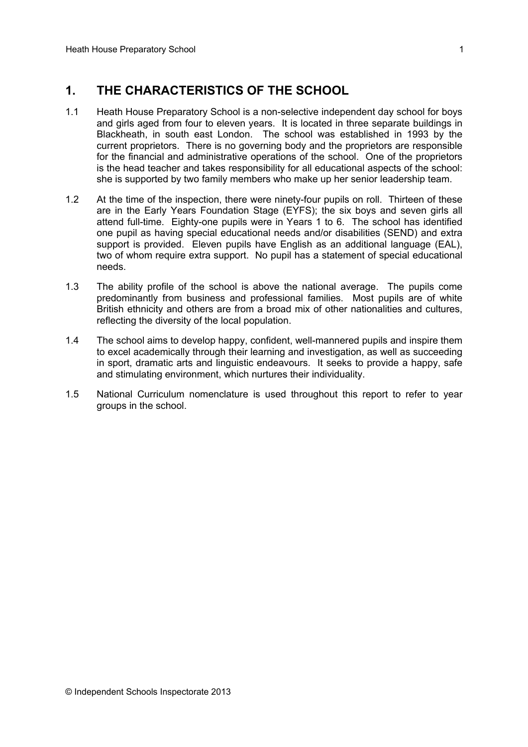## 1. THE CHARACTERISTICS OF THE SCHOOL

1.1 Heath House Preparatory School is a non-selective independent day school for boys and girls aged from four to eleven years. It is located in three separate buildings in Blackheath, in south east London. The school was established in 1993 by the current proprietors. There is no governing body and the proprietors are responsible for the financial and administrative operations of the school. One of the proprietors is the head teacher and takes responsibility for all educational aspects of the school: she is supported by two family members who make up her senior leadership team.

1.2 At the time of the inspection, there were ninety-four pupils on roll. Thirteen of these are in the Early Years Foundation Stage (EYFS); the six boys and seven girls all attend full-time. Eighty-one pupils were in Years 1 to 6. The school has identified one pupil as having special educational needs and/or disabilities (SEND) and extra support is provided. Eleven pupils have English as an additional language (EAL), two of whom require extra support. No pupil has a statement of special educational needs.

1.3 The ability profile of the school is above the national average. The pupils come predominantly from business and professional families. Most pupils are of white British ethnicity and others are from a broad mix of other nationalities and cultures, reflecting the diversity of the local population.

1.4 The school aims to develop happy, confident, well-mannered pupils and inspire them to excel academically through their learning and investigation, as well as succeeding in sport, dramatic arts and linguistic endeavours. It seeks to provide a happy, safe and stimulating environment, which nurtures their individuality.

1.5 National Curriculum nomenclature is used throughout this report to refer to year groups in the school.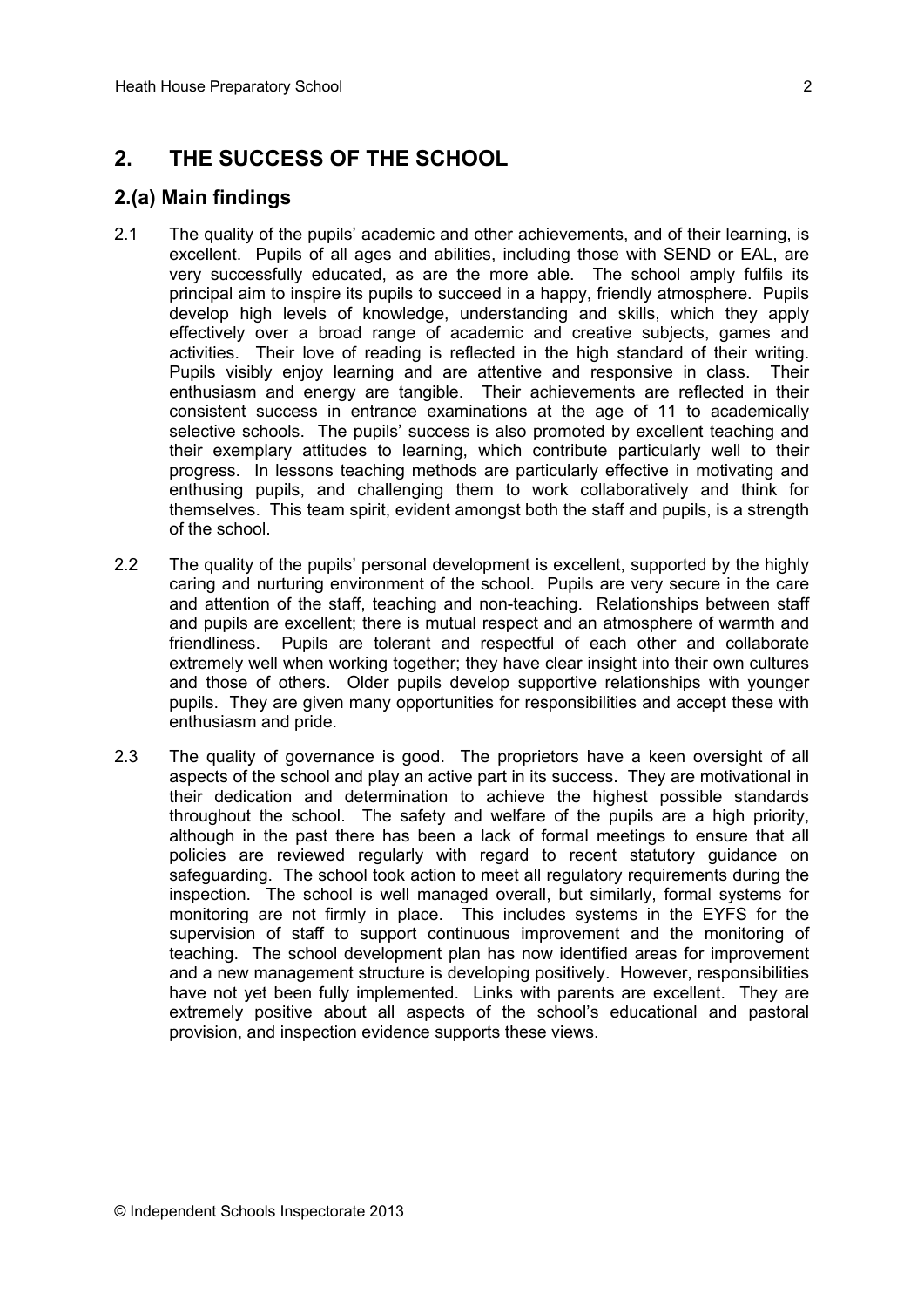## 2. THE SUCCESS OF THE SCHOOL

### 2.(a) Main findings

2.1 The quality of the pupils' academic and other achievements, and of their learning, is excellent. Pupils of all ages and abilities, including those with SEND or EAL, are very successfully educated, as are the more able. The school amply fulfils its principal aim to inspire its pupils to succeed in a happy, friendly atmosphere. Pupils develop high levels of knowledge, understanding and skills, which they apply effectively over a broad range of academic and creative subjects, games and activities. Their love of reading is reflected in the high standard of their writing. Pupils visibly enjoy learning and are attentive and responsive in class. Their enthusiasm and energy are tangible. Their achievements are reflected in their consistent success in entrance examinations at the age of 11 to academically selective schools. The pupils' success is also promoted by excellent teaching and their exemplary attitudes to learning, which contribute particularly well to their progress. In lessons teaching methods are particularly effective in motivating and enthusing pupils, and challenging them to work collaboratively and think for themselves. This team spirit, evident amongst both the staff and pupils, is a strength of the school.

2.2 The quality of the pupils' personal development is excellent, supported by the highly caring and nurturing environment of the school. Pupils are very secure in the care and attention of the staff, teaching and non-teaching. Relationships between staff and pupils are excellent; there is mutual respect and an atmosphere of warmth and friendliness. Pupils are tolerant and respectful of each other and collaborate extremely well when working together; they have clear insight into their own cultures and those of others. Older pupils develop supportive relationships with younger pupils. They are given many opportunities for responsibilities and accept these with enthusiasm and pride.

2.3 The quality of governance is good. The proprietors have a keen oversight of all aspects of the school and play an active part in its success. They are motivational in their dedication and determination to achieve the highest possible standards throughout the school. The safety and welfare of the pupils are a high priority, although in the past there has been a lack of formal meetings to ensure that all policies are reviewed regularly with regard to recent statutory guidance on safeguarding. The school took action to meet all regulatory requirements during the inspection. The school is well managed overall, but similarly, formal systems for monitoring are not firmly in place. This includes systems in the EYFS for the supervision of staff to support continuous improvement and the monitoring of teaching. The school development plan has now identified areas for improvement and a new management structure is developing positively. However, responsibilities have not yet been fully implemented. Links with parents are excellent. They are extremely positive about all aspects of the school's educational and pastoral provision, and inspection evidence supports these views.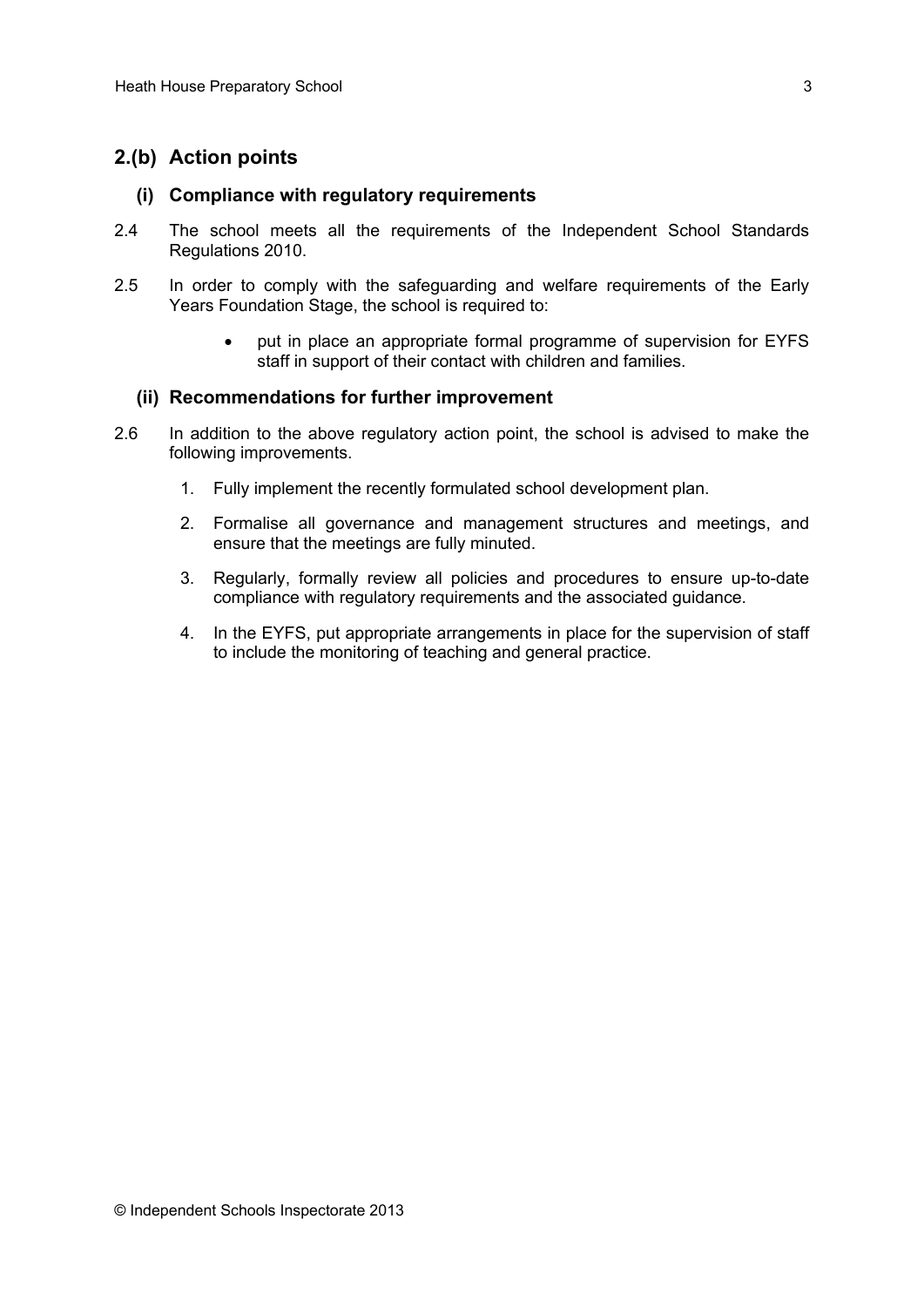## 2.(b) Action points

### (i) Compliance with regulatory requirements

2.4 The school meets all the requirements of the Independent School Standards Regulations 2010.

2.5 In order to comply with the safeguarding and welfare requirements of the Early Years Foundation Stage, the school is required to:

- put in place an appropriate formal programme of supervision for EYFS staff in support of their contact with children and families.

### (ii) Recommendations for further improvement

2.6 In addition to the above regulatory action point, the school is advised to make the following improvements.

1. Fully implement the recently formulated school development plan.
2. Formalise all governance and management structures and meetings, and ensure that the meetings are fully minuted.
3. Regularly, formally review all policies and procedures to ensure up-to-date compliance with regulatory requirements and the associated guidance.
4. In the EYFS, put appropriate arrangements in place for the supervision of staff to include the monitoring of teaching and general practice.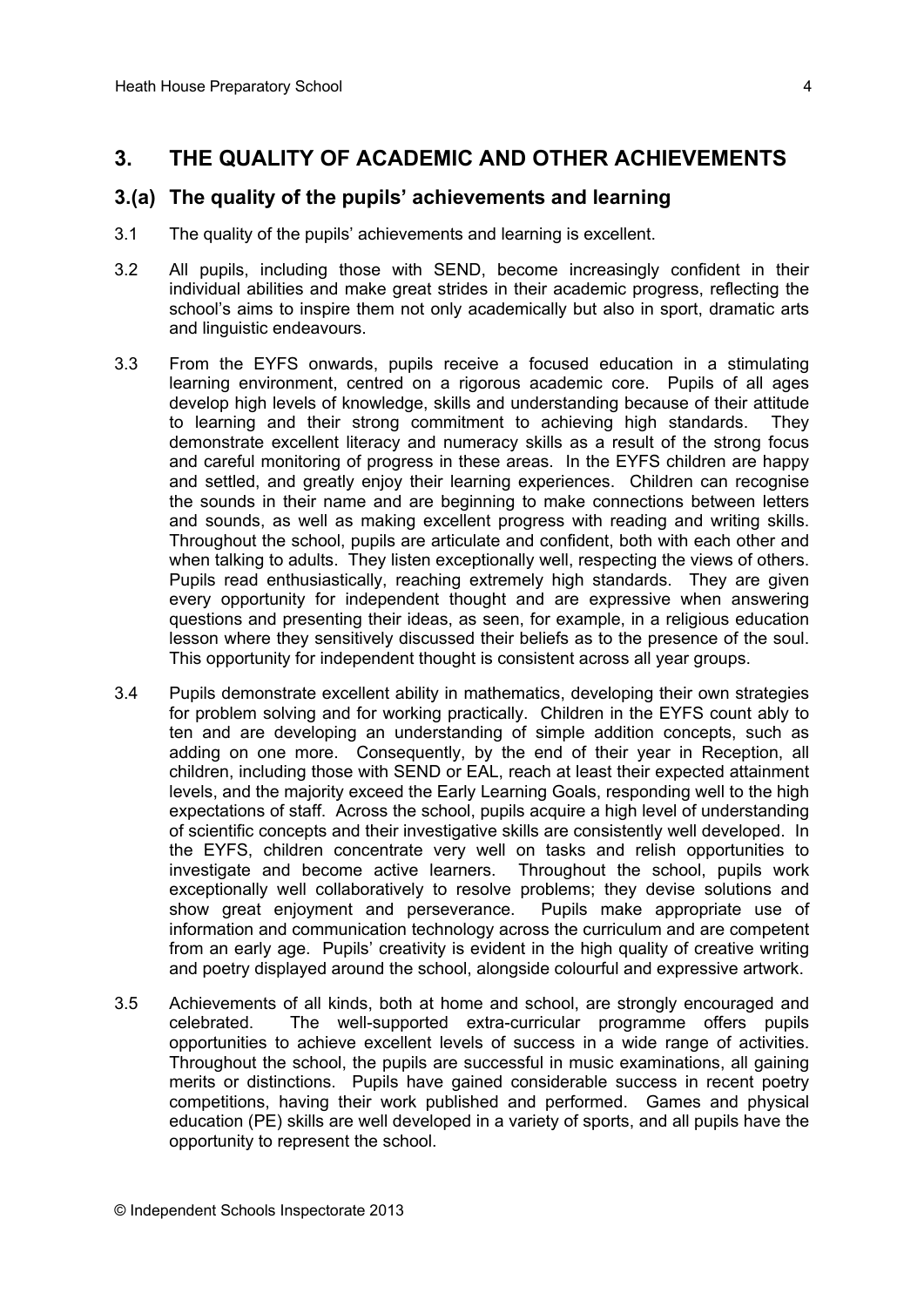## 3. THE QUALITY OF ACADEMIC AND OTHER ACHIEVEMENTS

### 3.(a) The quality of the pupils' achievements and learning

3.1 The quality of the pupils' achievements and learning is excellent.

3.2 All pupils, including those with SEND, become increasingly confident in their individual abilities and make great strides in their academic progress, reflecting the school's aims to inspire them not only academically but also in sport, dramatic arts and linguistic endeavours.

3.3 From the EYFS onwards, pupils receive a focused education in a stimulating learning environment, centred on a rigorous academic core. Pupils of all ages develop high levels of knowledge, skills and understanding because of their attitude to learning and their strong commitment to achieving high standards. They demonstrate excellent literacy and numeracy skills as a result of the strong focus and careful monitoring of progress in these areas. In the EYFS children are happy and settled, and greatly enjoy their learning experiences. Children can recognise the sounds in their name and are beginning to make connections between letters and sounds, as well as making excellent progress with reading and writing skills. Throughout the school, pupils are articulate and confident, both with each other and when talking to adults. They listen exceptionally well, respecting the views of others. Pupils read enthusiastically, reaching extremely high standards. They are given every opportunity for independent thought and are expressive when answering questions and presenting their ideas, as seen, for example, in a religious education lesson where they sensitively discussed their beliefs as to the presence of the soul. This opportunity for independent thought is consistent across all year groups.

3.4 Pupils demonstrate excellent ability in mathematics, developing their own strategies for problem solving and for working practically. Children in the EYFS count ably to ten and are developing an understanding of simple addition concepts, such as adding on one more. Consequently, by the end of their year in Reception, all children, including those with SEND or EAL, reach at least their expected attainment levels, and the majority exceed the Early Learning Goals, responding well to the high expectations of staff. Across the school, pupils acquire a high level of understanding of scientific concepts and their investigative skills are consistently well developed. In the EYFS, children concentrate very well on tasks and relish opportunities to investigate and become active learners. Throughout the school, pupils work exceptionally well collaboratively to resolve problems; they devise solutions and show great enjoyment and perseverance. Pupils make appropriate use of information and communication technology across the curriculum and are competent from an early age. Pupils' creativity is evident in the high quality of creative writing and poetry displayed around the school, alongside colourful and expressive artwork.

3.5 Achievements of all kinds, both at home and school, are strongly encouraged and celebrated. The well-supported extra-curricular programme offers pupils opportunities to achieve excellent levels of success in a wide range of activities. Throughout the school, the pupils are successful in music examinations, all gaining merits or distinctions. Pupils have gained considerable success in recent poetry competitions, having their work published and performed. Games and physical education (PE) skills are well developed in a variety of sports, and all pupils have the opportunity to represent the school.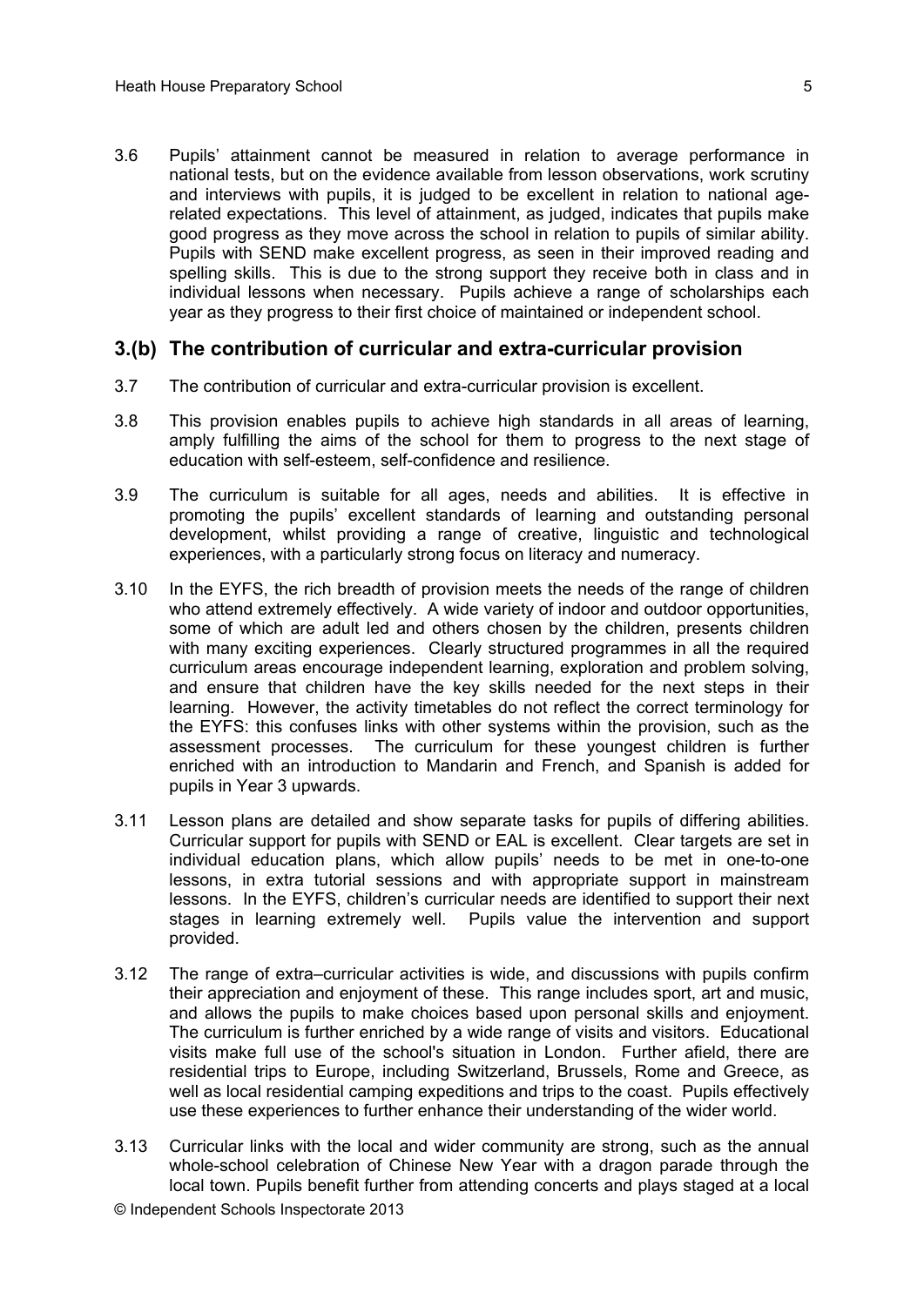3.6 Pupils' attainment cannot be measured in relation to average performance in national tests, but on the evidence available from lesson observations, work scrutiny and interviews with pupils, it is judged to be excellent in relation to national age-related expectations. This level of attainment, as judged, indicates that pupils make good progress as they move across the school in relation to pupils of similar ability. Pupils with SEND make excellent progress, as seen in their improved reading and spelling skills. This is due to the strong support they receive both in class and in individual lessons when necessary. Pupils achieve a range of scholarships each year as they progress to their first choice of maintained or independent school.

## 3.(b) The contribution of curricular and extra-curricular provision

3.7 The contribution of curricular and extra-curricular provision is excellent.

3.8 This provision enables pupils to achieve high standards in all areas of learning, amply fulfilling the aims of the school for them to progress to the next stage of education with self-esteem, self-confidence and resilience.

3.9 The curriculum is suitable for all ages, needs and abilities. It is effective in promoting the pupils' excellent standards of learning and outstanding personal development, whilst providing a range of creative, linguistic and technological experiences, with a particularly strong focus on literacy and numeracy.

3.10 In the EYFS, the rich breadth of provision meets the needs of the range of children who attend extremely effectively. A wide variety of indoor and outdoor opportunities, some of which are adult led and others chosen by the children, presents children with many exciting experiences. Clearly structured programmes in all the required curriculum areas encourage independent learning, exploration and problem solving, and ensure that children have the key skills needed for the next steps in their learning. However, the activity timetables do not reflect the correct terminology for the EYFS: this confuses links with other systems within the provision, such as the assessment processes. The curriculum for these youngest children is further enriched with an introduction to Mandarin and French, and Spanish is added for pupils in Year 3 upwards.

3.11 Lesson plans are detailed and show separate tasks for pupils of differing abilities. Curricular support for pupils with SEND or EAL is excellent. Clear targets are set in individual education plans, which allow pupils' needs to be met in one-to-one lessons, in extra tutorial sessions and with appropriate support in mainstream lessons. In the EYFS, children's curricular needs are identified to support their next stages in learning extremely well. Pupils value the intervention and support provided.

3.12 The range of extra–curricular activities is wide, and discussions with pupils confirm their appreciation and enjoyment of these. This range includes sport, art and music, and allows the pupils to make choices based upon personal skills and enjoyment. The curriculum is further enriched by a wide range of visits and visitors. Educational visits make full use of the school's situation in London. Further afield, there are residential trips to Europe, including Switzerland, Brussels, Rome and Greece, as well as local residential camping expeditions and trips to the coast. Pupils effectively use these experiences to further enhance their understanding of the wider world.

3.13 Curricular links with the local and wider community are strong, such as the annual whole-school celebration of Chinese New Year with a dragon parade through the local town. Pupils benefit further from attending concerts and plays staged at a local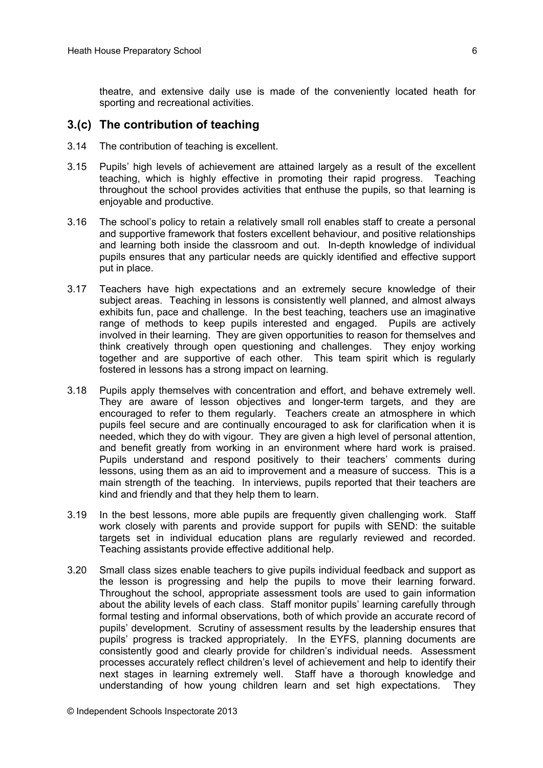theatre, and extensive daily use is made of the conveniently located heath for sporting and recreational activities.

## 3.(c) The contribution of teaching

3.14 The contribution of teaching is excellent.

3.15 Pupils' high levels of achievement are attained largely as a result of the excellent teaching, which is highly effective in promoting their rapid progress. Teaching throughout the school provides activities that enthuse the pupils, so that learning is enjoyable and productive.

3.16 The school's policy to retain a relatively small roll enables staff to create a personal and supportive framework that fosters excellent behaviour, and positive relationships and learning both inside the classroom and out. In-depth knowledge of individual pupils ensures that any particular needs are quickly identified and effective support put in place.

3.17 Teachers have high expectations and an extremely secure knowledge of their subject areas. Teaching in lessons is consistently well planned, and almost always exhibits fun, pace and challenge. In the best teaching, teachers use an imaginative range of methods to keep pupils interested and engaged. Pupils are actively involved in their learning. They are given opportunities to reason for themselves and think creatively through open questioning and challenges. They enjoy working together and are supportive of each other. This team spirit which is regularly fostered in lessons has a strong impact on learning.

3.18 Pupils apply themselves with concentration and effort, and behave extremely well. They are aware of lesson objectives and longer-term targets, and they are encouraged to refer to them regularly. Teachers create an atmosphere in which pupils feel secure and are continually encouraged to ask for clarification when it is needed, which they do with vigour. They are given a high level of personal attention, and benefit greatly from working in an environment where hard work is praised. Pupils understand and respond positively to their teachers' comments during lessons, using them as an aid to improvement and a measure of success. This is a main strength of the teaching. In interviews, pupils reported that their teachers are kind and friendly and that they help them to learn.

3.19 In the best lessons, more able pupils are frequently given challenging work. Staff work closely with parents and provide support for pupils with SEND: the suitable targets set in individual education plans are regularly reviewed and recorded. Teaching assistants provide effective additional help.

3.20 Small class sizes enable teachers to give pupils individual feedback and support as the lesson is progressing and help the pupils to move their learning forward. Throughout the school, appropriate assessment tools are used to gain information about the ability levels of each class. Staff monitor pupils' learning carefully through formal testing and informal observations, both of which provide an accurate record of pupils' development. Scrutiny of assessment results by the leadership ensures that pupils' progress is tracked appropriately. In the EYFS, planning documents are consistently good and clearly provide for children's individual needs. Assessment processes accurately reflect children's level of achievement and help to identify their next stages in learning extremely well. Staff have a thorough knowledge and understanding of how young children learn and set high expectations. They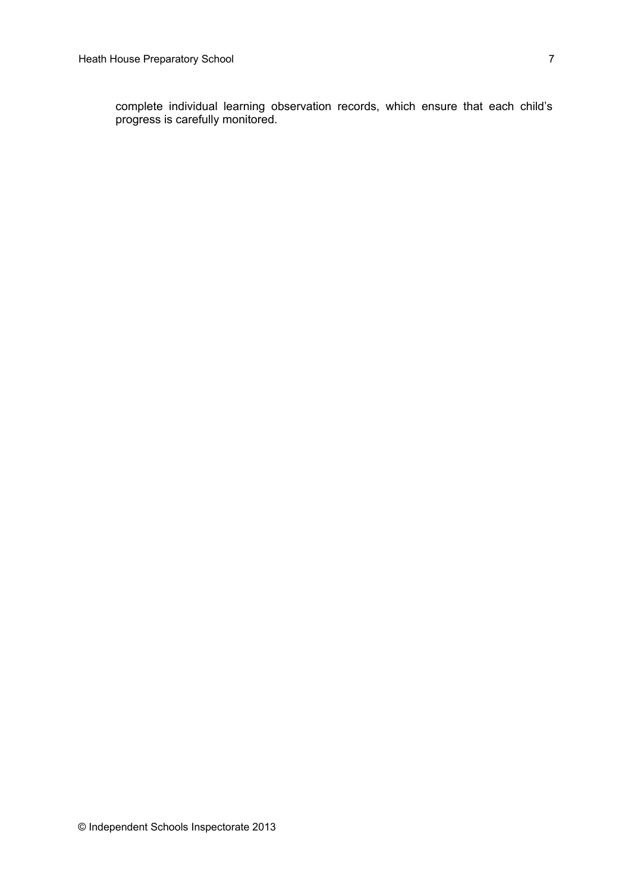complete individual learning observation records, which ensure that each child's progress is carefully monitored.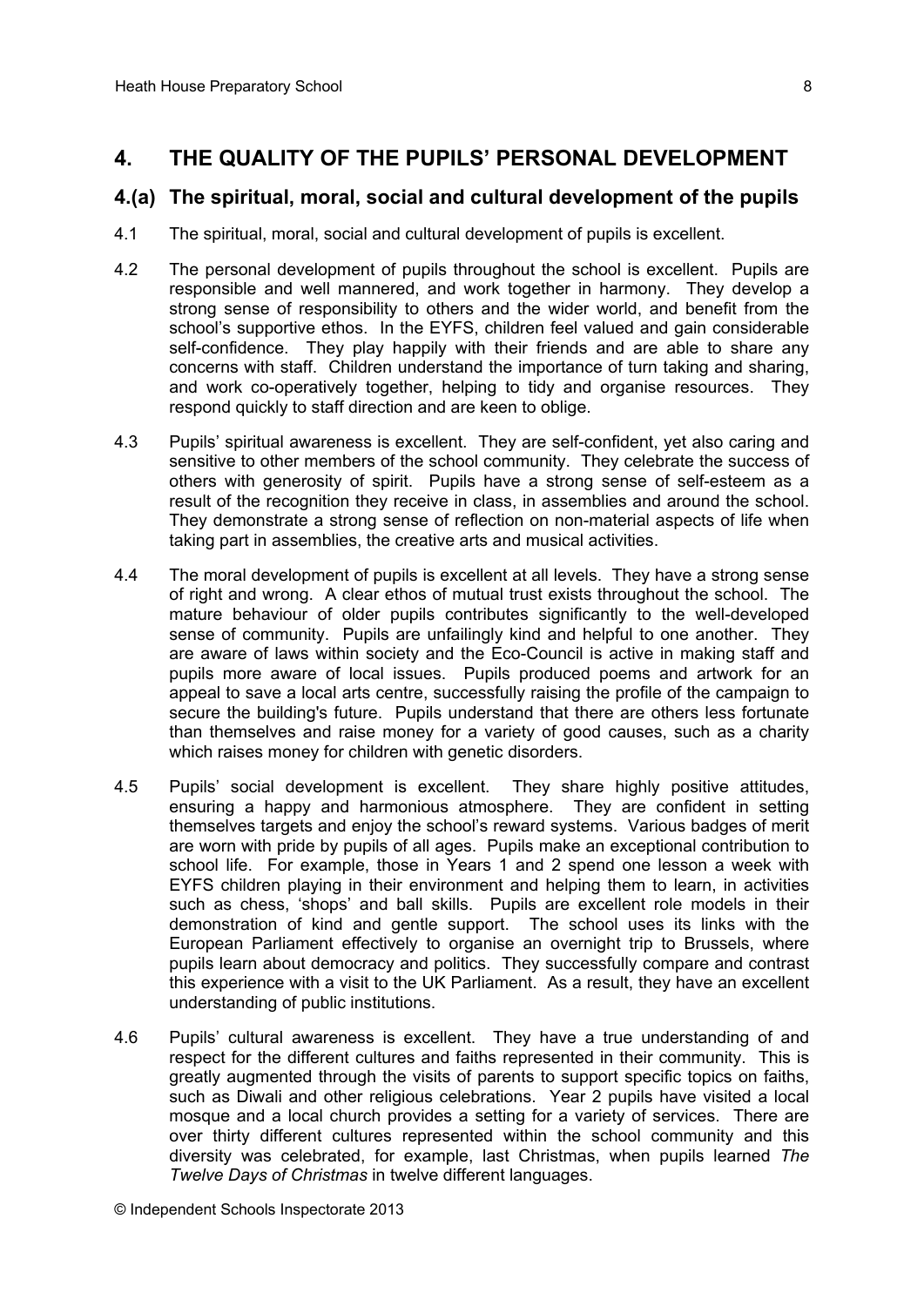## 4. THE QUALITY OF THE PUPILS' PERSONAL DEVELOPMENT

### 4.(a) The spiritual, moral, social and cultural development of the pupils

4.1 The spiritual, moral, social and cultural development of pupils is excellent.

4.2 The personal development of pupils throughout the school is excellent. Pupils are responsible and well mannered, and work together in harmony. They develop a strong sense of responsibility to others and the wider world, and benefit from the school's supportive ethos. In the EYFS, children feel valued and gain considerable self-confidence. They play happily with their friends and are able to share any concerns with staff. Children understand the importance of turn taking and sharing, and work co-operatively together, helping to tidy and organise resources. They respond quickly to staff direction and are keen to oblige.

4.3 Pupils' spiritual awareness is excellent. They are self-confident, yet also caring and sensitive to other members of the school community. They celebrate the success of others with generosity of spirit. Pupils have a strong sense of self-esteem as a result of the recognition they receive in class, in assemblies and around the school. They demonstrate a strong sense of reflection on non-material aspects of life when taking part in assemblies, the creative arts and musical activities.

4.4 The moral development of pupils is excellent at all levels. They have a strong sense of right and wrong. A clear ethos of mutual trust exists throughout the school. The mature behaviour of older pupils contributes significantly to the well-developed sense of community. Pupils are unfailingly kind and helpful to one another. They are aware of laws within society and the Eco-Council is active in making staff and pupils more aware of local issues. Pupils produced poems and artwork for an appeal to save a local arts centre, successfully raising the profile of the campaign to secure the building's future. Pupils understand that there are others less fortunate than themselves and raise money for a variety of good causes, such as a charity which raises money for children with genetic disorders.

4.5 Pupils' social development is excellent. They share highly positive attitudes, ensuring a happy and harmonious atmosphere. They are confident in setting themselves targets and enjoy the school's reward systems. Various badges of merit are worn with pride by pupils of all ages. Pupils make an exceptional contribution to school life. For example, those in Years 1 and 2 spend one lesson a week with EYFS children playing in their environment and helping them to learn, in activities such as chess, 'shops' and ball skills. Pupils are excellent role models in their demonstration of kind and gentle support. The school uses its links with the European Parliament effectively to organise an overnight trip to Brussels, where pupils learn about democracy and politics. They successfully compare and contrast this experience with a visit to the UK Parliament. As a result, they have an excellent understanding of public institutions.

4.6 Pupils' cultural awareness is excellent. They have a true understanding of and respect for the different cultures and faiths represented in their community. This is greatly augmented through the visits of parents to support specific topics on faiths, such as Diwali and other religious celebrations. Year 2 pupils have visited a local mosque and a local church provides a setting for a variety of services. There are over thirty different cultures represented within the school community and this diversity was celebrated, for example, last Christmas, when pupils learned *The Twelve Days of Christmas* in twelve different languages.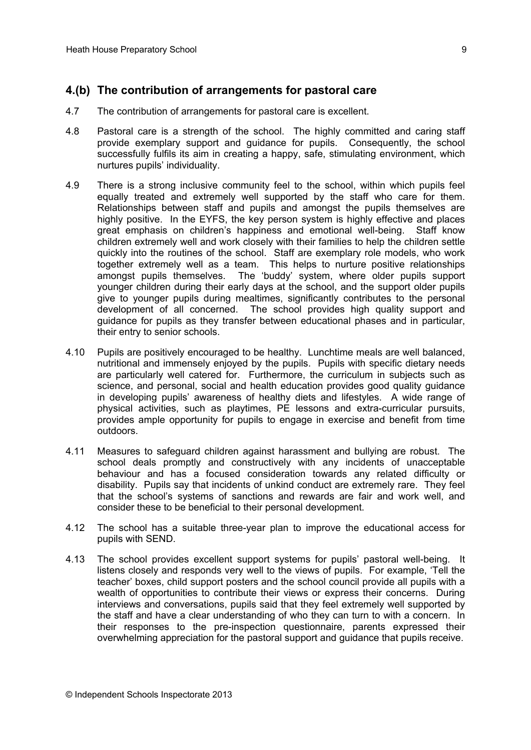## 4.(b) The contribution of arrangements for pastoral care

4.7 The contribution of arrangements for pastoral care is excellent.

4.8 Pastoral care is a strength of the school. The highly committed and caring staff provide exemplary support and guidance for pupils. Consequently, the school successfully fulfils its aim in creating a happy, safe, stimulating environment, which nurtures pupils' individuality.

4.9 There is a strong inclusive community feel to the school, within which pupils feel equally treated and extremely well supported by the staff who care for them. Relationships between staff and pupils and amongst the pupils themselves are highly positive. In the EYFS, the key person system is highly effective and places great emphasis on children's happiness and emotional well-being. Staff know children extremely well and work closely with their families to help the children settle quickly into the routines of the school. Staff are exemplary role models, who work together extremely well as a team. This helps to nurture positive relationships amongst pupils themselves. The 'buddy' system, where older pupils support younger children during their early days at the school, and the support older pupils give to younger pupils during mealtimes, significantly contributes to the personal development of all concerned. The school provides high quality support and guidance for pupils as they transfer between educational phases and in particular, their entry to senior schools.

4.10 Pupils are positively encouraged to be healthy. Lunchtime meals are well balanced, nutritional and immensely enjoyed by the pupils. Pupils with specific dietary needs are particularly well catered for. Furthermore, the curriculum in subjects such as science, and personal, social and health education provides good quality guidance in developing pupils' awareness of healthy diets and lifestyles. A wide range of physical activities, such as playtimes, PE lessons and extra-curricular pursuits, provides ample opportunity for pupils to engage in exercise and benefit from time outdoors.

4.11 Measures to safeguard children against harassment and bullying are robust. The school deals promptly and constructively with any incidents of unacceptable behaviour and has a focused consideration towards any related difficulty or disability. Pupils say that incidents of unkind conduct are extremely rare. They feel that the school's systems of sanctions and rewards are fair and work well, and consider these to be beneficial to their personal development.

4.12 The school has a suitable three-year plan to improve the educational access for pupils with SEND.

4.13 The school provides excellent support systems for pupils' pastoral well-being. It listens closely and responds very well to the views of pupils. For example, 'Tell the teacher' boxes, child support posters and the school council provide all pupils with a wealth of opportunities to contribute their views or express their concerns. During interviews and conversations, pupils said that they feel extremely well supported by the staff and have a clear understanding of who they can turn to with a concern. In their responses to the pre-inspection questionnaire, parents expressed their overwhelming appreciation for the pastoral support and guidance that pupils receive.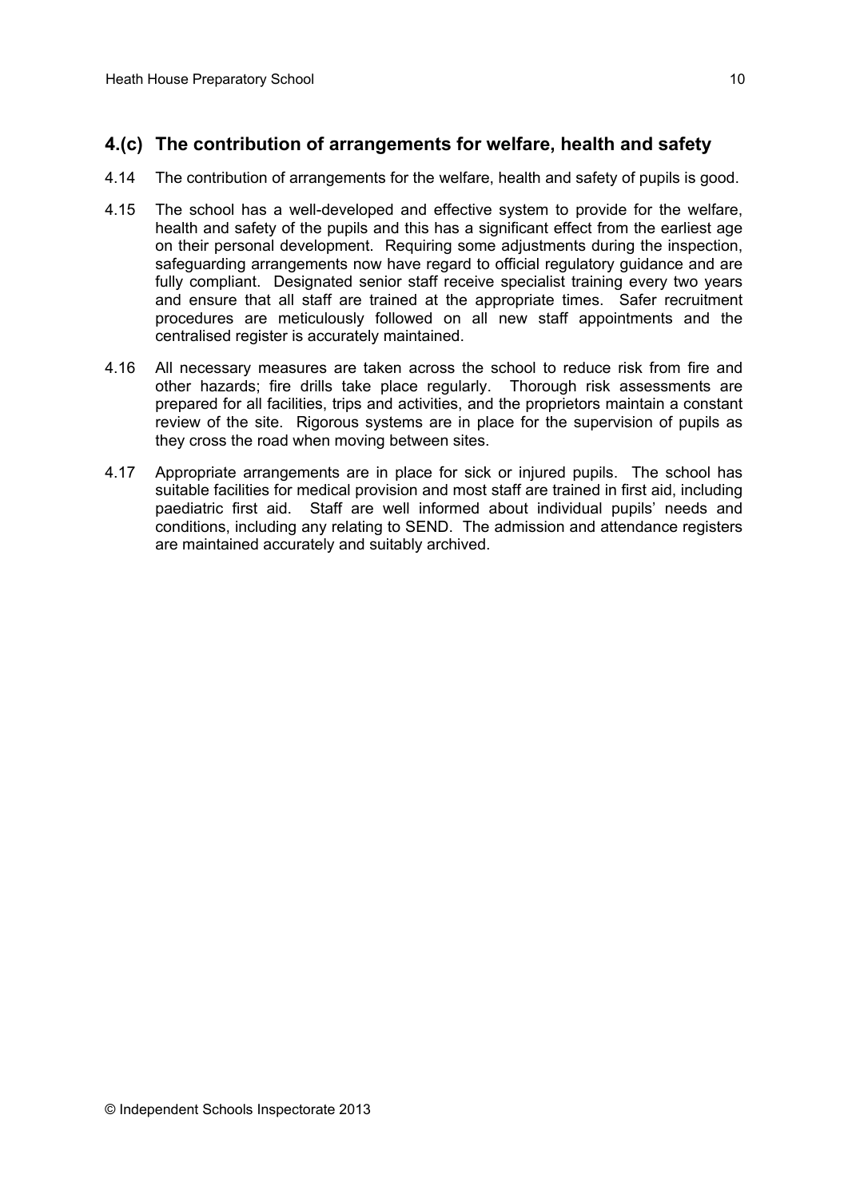## 4.(c) The contribution of arrangements for welfare, health and safety

4.14 The contribution of arrangements for the welfare, health and safety of pupils is good.

4.15 The school has a well-developed and effective system to provide for the welfare, health and safety of the pupils and this has a significant effect from the earliest age on their personal development. Requiring some adjustments during the inspection, safeguarding arrangements now have regard to official regulatory guidance and are fully compliant. Designated senior staff receive specialist training every two years and ensure that all staff are trained at the appropriate times. Safer recruitment procedures are meticulously followed on all new staff appointments and the centralised register is accurately maintained.

4.16 All necessary measures are taken across the school to reduce risk from fire and other hazards; fire drills take place regularly. Thorough risk assessments are prepared for all facilities, trips and activities, and the proprietors maintain a constant review of the site. Rigorous systems are in place for the supervision of pupils as they cross the road when moving between sites.

4.17 Appropriate arrangements are in place for sick or injured pupils. The school has suitable facilities for medical provision and most staff are trained in first aid, including paediatric first aid. Staff are well informed about individual pupils' needs and conditions, including any relating to SEND. The admission and attendance registers are maintained accurately and suitably archived.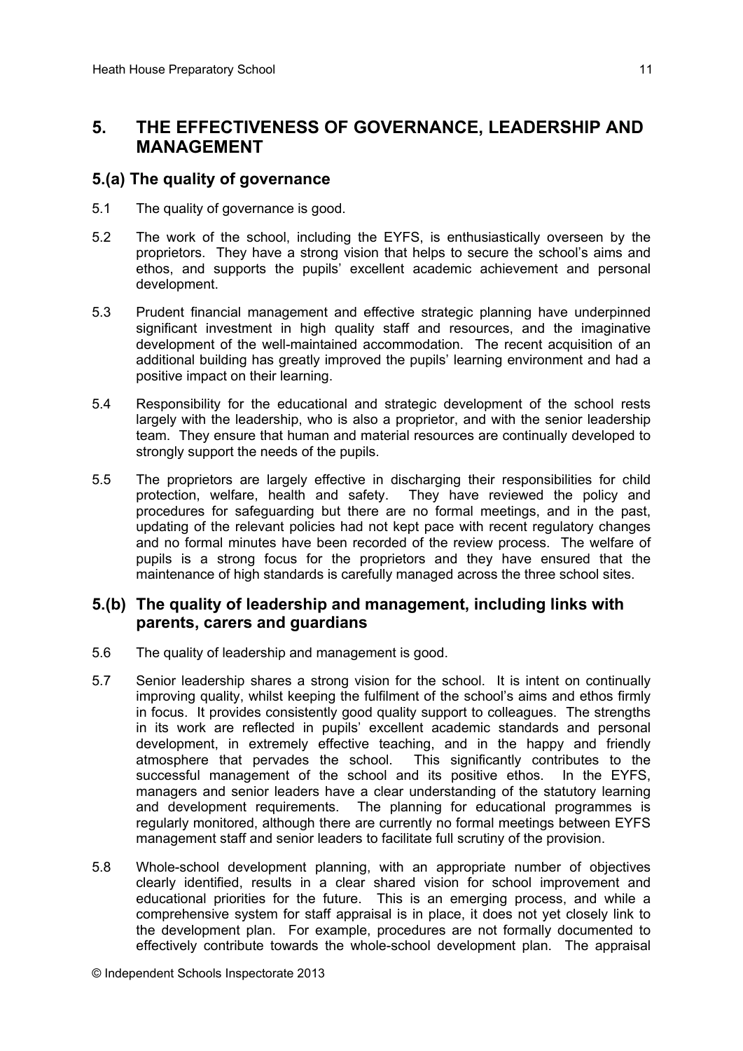## 5. THE EFFECTIVENESS OF GOVERNANCE, LEADERSHIP AND MANAGEMENT

### 5.(a) The quality of governance

5.1 The quality of governance is good.

5.2 The work of the school, including the EYFS, is enthusiastically overseen by the proprietors. They have a strong vision that helps to secure the school's aims and ethos, and supports the pupils' excellent academic achievement and personal development.

5.3 Prudent financial management and effective strategic planning have underpinned significant investment in high quality staff and resources, and the imaginative development of the well-maintained accommodation. The recent acquisition of an additional building has greatly improved the pupils' learning environment and had a positive impact on their learning.

5.4 Responsibility for the educational and strategic development of the school rests largely with the leadership, who is also a proprietor, and with the senior leadership team. They ensure that human and material resources are continually developed to strongly support the needs of the pupils.

5.5 The proprietors are largely effective in discharging their responsibilities for child protection, welfare, health and safety. They have reviewed the policy and procedures for safeguarding but there are no formal meetings, and in the past, updating of the relevant policies had not kept pace with recent regulatory changes and no formal minutes have been recorded of the review process. The welfare of pupils is a strong focus for the proprietors and they have ensured that the maintenance of high standards is carefully managed across the three school sites.

### 5.(b) The quality of leadership and management, including links with parents, carers and guardians

5.6 The quality of leadership and management is good.

5.7 Senior leadership shares a strong vision for the school. It is intent on continually improving quality, whilst keeping the fulfilment of the school's aims and ethos firmly in focus. It provides consistently good quality support to colleagues. The strengths in its work are reflected in pupils' excellent academic standards and personal development, in extremely effective teaching, and in the happy and friendly atmosphere that pervades the school. This significantly contributes to the successful management of the school and its positive ethos. In the EYFS, managers and senior leaders have a clear understanding of the statutory learning and development requirements. The planning for educational programmes is regularly monitored, although there are currently no formal meetings between EYFS management staff and senior leaders to facilitate full scrutiny of the provision.

5.8 Whole-school development planning, with an appropriate number of objectives clearly identified, results in a clear shared vision for school improvement and educational priorities for the future. This is an emerging process, and while a comprehensive system for staff appraisal is in place, it does not yet closely link to the development plan. For example, procedures are not formally documented to effectively contribute towards the whole-school development plan. The appraisal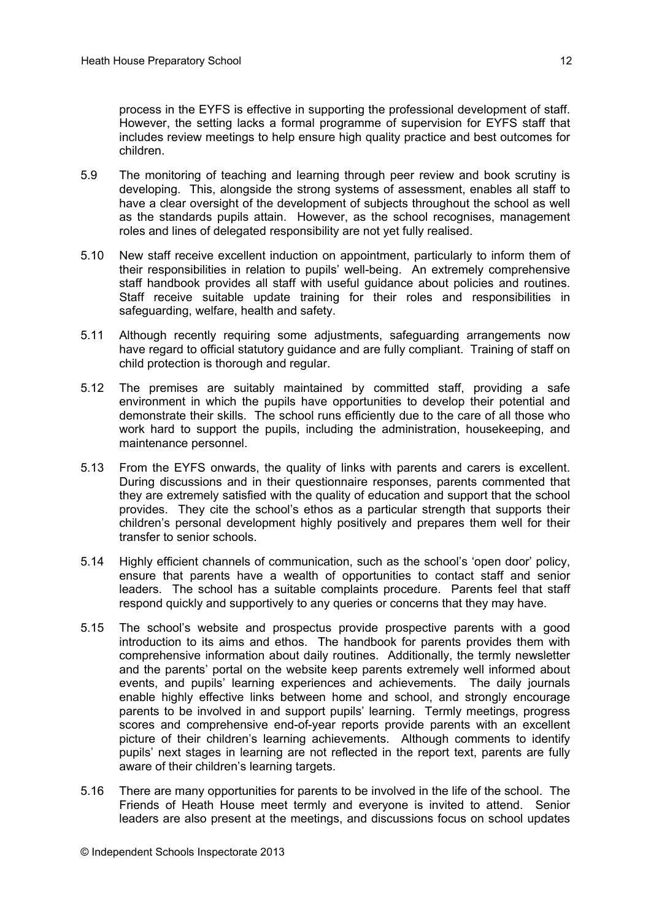process in the EYFS is effective in supporting the professional development of staff. However, the setting lacks a formal programme of supervision for EYFS staff that includes review meetings to help ensure high quality practice and best outcomes for children.

5.9 The monitoring of teaching and learning through peer review and book scrutiny is developing. This, alongside the strong systems of assessment, enables all staff to have a clear oversight of the development of subjects throughout the school as well as the standards pupils attain. However, as the school recognises, management roles and lines of delegated responsibility are not yet fully realised.

5.10 New staff receive excellent induction on appointment, particularly to inform them of their responsibilities in relation to pupils' well-being. An extremely comprehensive staff handbook provides all staff with useful guidance about policies and routines. Staff receive suitable update training for their roles and responsibilities in safeguarding, welfare, health and safety.

5.11 Although recently requiring some adjustments, safeguarding arrangements now have regard to official statutory guidance and are fully compliant. Training of staff on child protection is thorough and regular.

5.12 The premises are suitably maintained by committed staff, providing a safe environment in which the pupils have opportunities to develop their potential and demonstrate their skills. The school runs efficiently due to the care of all those who work hard to support the pupils, including the administration, housekeeping, and maintenance personnel.

5.13 From the EYFS onwards, the quality of links with parents and carers is excellent. During discussions and in their questionnaire responses, parents commented that they are extremely satisfied with the quality of education and support that the school provides. They cite the school's ethos as a particular strength that supports their children's personal development highly positively and prepares them well for their transfer to senior schools.

5.14 Highly efficient channels of communication, such as the school's 'open door' policy, ensure that parents have a wealth of opportunities to contact staff and senior leaders. The school has a suitable complaints procedure. Parents feel that staff respond quickly and supportively to any queries or concerns that they may have.

5.15 The school's website and prospectus provide prospective parents with a good introduction to its aims and ethos. The handbook for parents provides them with comprehensive information about daily routines. Additionally, the termly newsletter and the parents' portal on the website keep parents extremely well informed about events, and pupils' learning experiences and achievements. The daily journals enable highly effective links between home and school, and strongly encourage parents to be involved in and support pupils' learning. Termly meetings, progress scores and comprehensive end-of-year reports provide parents with an excellent picture of their children's learning achievements. Although comments to identify pupils' next stages in learning are not reflected in the report text, parents are fully aware of their children's learning targets.

5.16 There are many opportunities for parents to be involved in the life of the school. The Friends of Heath House meet termly and everyone is invited to attend. Senior leaders are also present at the meetings, and discussions focus on school updates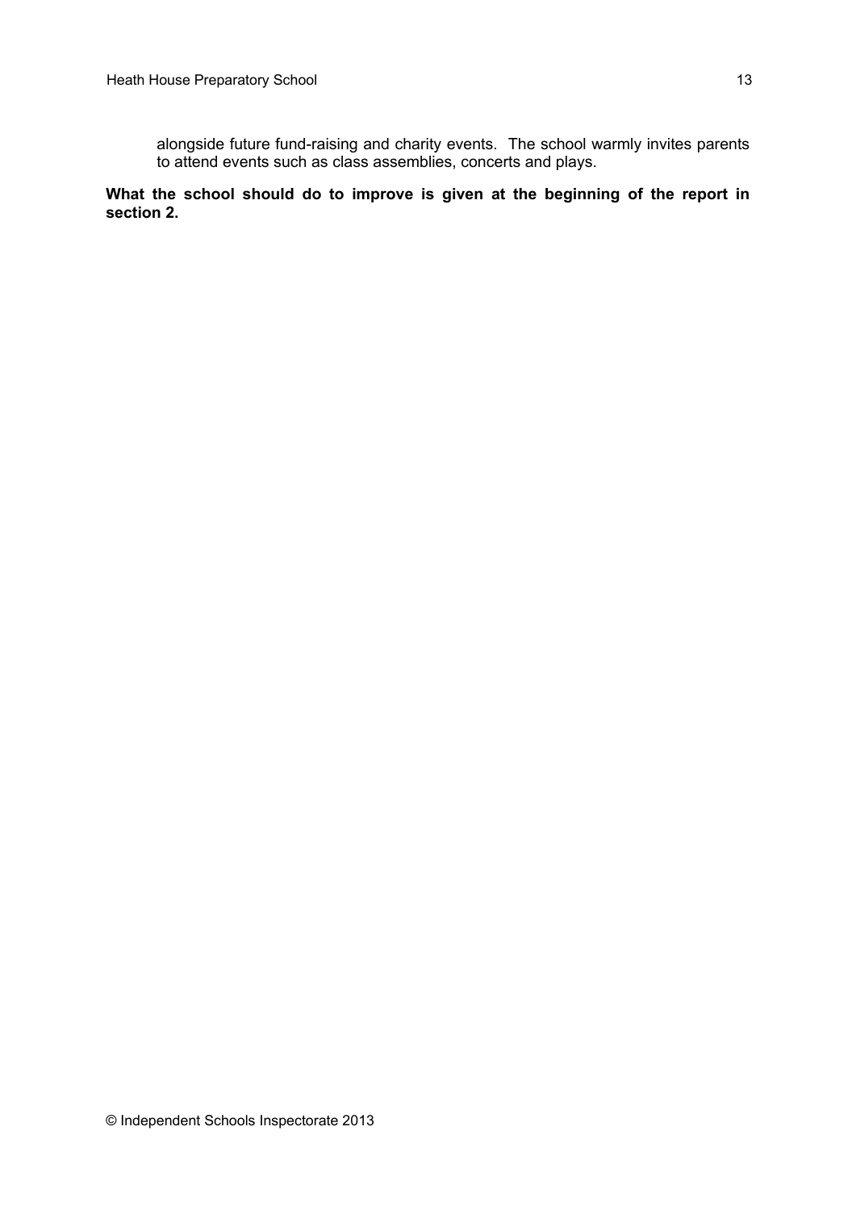alongside future fund-raising and charity events. The school warmly invites parents to attend events such as class assemblies, concerts and plays.

**What the school should do to improve is given at the beginning of the report in section 2.**